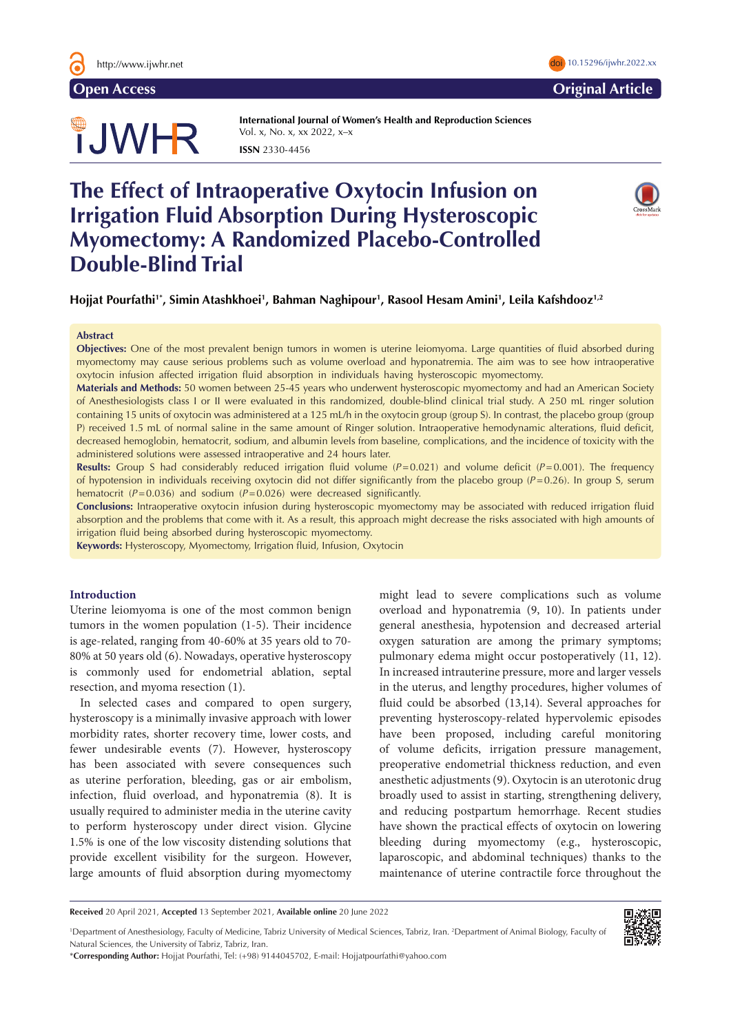# The Effect of Intraoperative Oxytocin Infusion on Irrigation Fluid Absorption During Hysteroscopic Myomectomy: A Randomized Placebo-Controlled Double-Blind Trial

**Hojjat Pourfathi[1*], Simin Atashkhoei[1], Bahman Naghipour[1], Rasool Hesam Amini[1], Leila Kafshdooz[1,2]**

## Abstract

**Objectives:** One of the most prevalent benign tumors in women is uterine leiomyoma. Large quantities of fluid absorbed during myomectomy may cause serious problems such as volume overload and hyponatremia. The aim was to see how intraoperative oxytocin infusion affected irrigation fluid absorption in individuals having hysteroscopic myomectomy.

**Materials and Methods:** 50 women between 25-45 years who underwent hysteroscopic myomectomy and had an American Society of Anesthesiologists class I or II were evaluated in this randomized, double-blind clinical trial study. A 250 mL ringer solution containing 15 units of oxytocin was administered at a 125 mL/h in the oxytocin group (group S). In contrast, the placebo group (group P) received 1.5 mL of normal saline in the same amount of Ringer solution. Intraoperative hemodynamic alterations, fluid deficit, decreased hemoglobin, hematocrit, sodium, and albumin levels from baseline, complications, and the incidence of toxicity with the administered solutions were assessed intraoperative and 24 hours later.

**Results:** Group S had considerably reduced irrigation fluid volume ($P=0.021$) and volume deficit ($P=0.001$). The frequency of hypotension in individuals receiving oxytocin did not differ significantly from the placebo group ($P=0.26$). In group S, serum hematocrit ($P=0.036$) and sodium ($P=0.026$) were decreased significantly.

**Conclusions:** Intraoperative oxytocin infusion during hysteroscopic myomectomy may be associated with reduced irrigation fluid absorption and the problems that come with it. As a result, this approach might decrease the risks associated with high amounts of irrigation fluid being absorbed during hysteroscopic myomectomy.

**Keywords:** Hysteroscopy, Myomectomy, Irrigation fluid, Infusion, Oxytocin

## Introduction

Uterine leiomyoma is one of the most common benign tumors in the women population (1-5). Their incidence is age-related, ranging from 40-60% at 35 years old to 70-80% at 50 years old (6). Nowadays, operative hysteroscopy is commonly used for endometrial ablation, septal resection, and myoma resection (1).

In selected cases and compared to open surgery, hysteroscopy is a minimally invasive approach with lower morbidity rates, shorter recovery time, lower costs, and fewer undesirable events (7). However, hysteroscopy has been associated with severe consequences such as uterine perforation, bleeding, gas or air embolism, infection, fluid overload, and hyponatremia (8). It is usually required to administer media in the uterine cavity to perform hysteroscopy under direct vision. Glycine 1.5% is one of the low viscosity distending solutions that provide excellent visibility for the surgeon. However, large amounts of fluid absorption during myomectomy might lead to severe complications such as volume overload and hyponatremia (9, 10). In patients under general anesthesia, hypotension and decreased arterial oxygen saturation are among the primary symptoms; pulmonary edema might occur postoperatively (11, 12). In increased intrauterine pressure, more and larger vessels in the uterus, and lengthy procedures, higher volumes of fluid could be absorbed (13,14). Several approaches for preventing hysteroscopy-related hypervolemic episodes have been proposed, including careful monitoring of volume deficits, irrigation pressure management, preoperative endometrial thickness reduction, and even anesthetic adjustments (9). Oxytocin is an uterotonic drug broadly used to assist in starting, strengthening delivery, and reducing postpartum hemorrhage. Recent studies have shown the practical effects of oxytocin on lowering bleeding during myomectomy (e.g., hysteroscopic, laparoscopic, and abdominal techniques) thanks to the maintenance of uterine contractile force throughout the

**Received** 20 April 2021, **Accepted** 13 September 2021, **Available online** 20 June 2022

[1]Department of Anesthesiology, Faculty of Medicine, Tabriz University of Medical Sciences, Tabriz, Iran. [2]Department of Animal Biology, Faculty of Natural Sciences, the University of Tabriz, Tabriz, Iran.

*__Corresponding Author:__ Hojjat Pourfathi, Tel: (+98) 9144045702, E-mail: Hojjatpourfathi@yahoo.com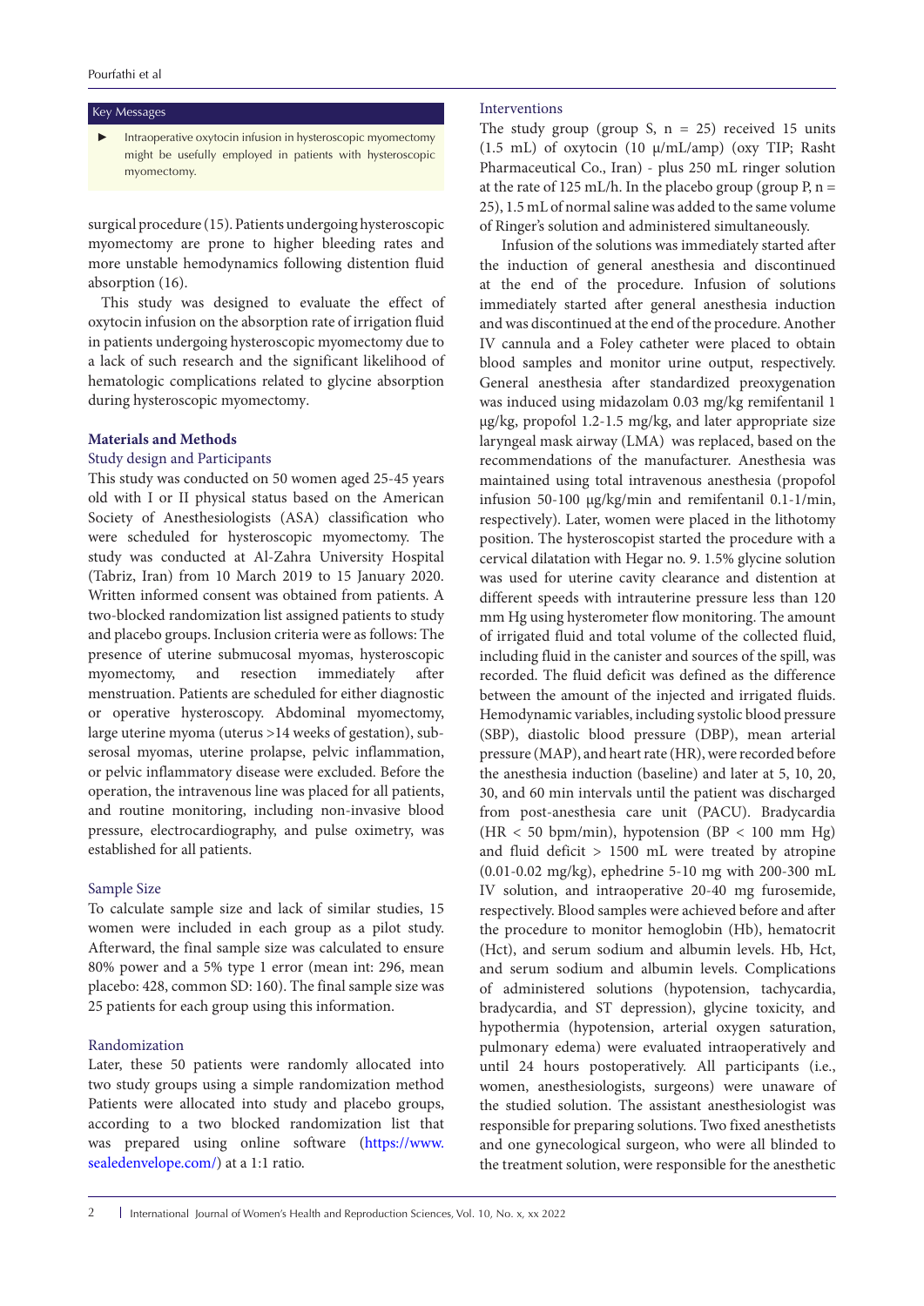## Key Messages

- Intraoperative oxytocin infusion in hysteroscopic myomectomy might be usefully employed in patients with hysteroscopic myomectomy.

surgical procedure (15). Patients undergoing hysteroscopic myomectomy are prone to higher bleeding rates and more unstable hemodynamics following distention fluid absorption (16).

This study was designed to evaluate the effect of oxytocin infusion on the absorption rate of irrigation fluid in patients undergoing hysteroscopic myomectomy due to a lack of such research and the significant likelihood of hematologic complications related to glycine absorption during hysteroscopic myomectomy.

## Materials and Methods

### Study design and Participants

This study was conducted on 50 women aged 25-45 years old with I or II physical status based on the American Society of Anesthesiologists (ASA) classification who were scheduled for hysteroscopic myomectomy. The study was conducted at Al-Zahra University Hospital (Tabriz, Iran) from 10 March 2019 to 15 January 2020. Written informed consent was obtained from patients. A two-blocked randomization list assigned patients to study and placebo groups. Inclusion criteria were as follows: The presence of uterine submucosal myomas, hysteroscopic myomectomy, and resection immediately after menstruation. Patients are scheduled for either diagnostic or operative hysteroscopy. Abdominal myomectomy, large uterine myoma (uterus >14 weeks of gestation), sub-serosal myomas, uterine prolapse, pelvic inflammation, or pelvic inflammatory disease were excluded. Before the operation, the intravenous line was placed for all patients, and routine monitoring, including non-invasive blood pressure, electrocardiography, and pulse oximetry, was established for all patients.

### Sample Size

To calculate sample size and lack of similar studies, 15 women were included in each group as a pilot study. Afterward, the final sample size was calculated to ensure 80% power and a 5% type 1 error (mean int: 296, mean placebo: 428, common SD: 160). The final sample size was 25 patients for each group using this information.

### Randomization

Later, these 50 patients were randomly allocated into two study groups using a simple randomization method Patients were allocated into study and placebo groups, according to a two blocked randomization list that was prepared using online software (https://www.sealedenvelope.com/) at a 1:1 ratio.

### Interventions

The study group (group S, n = 25) received 15 units (1.5 mL) of oxytocin (10 μ/mL/amp) (oxy TIP; Rasht Pharmaceutical Co., Iran) - plus 250 mL ringer solution at the rate of 125 mL/h. In the placebo group (group P, n = 25), 1.5 mL of normal saline was added to the same volume of Ringer's solution and administered simultaneously.

Infusion of the solutions was immediately started after the induction of general anesthesia and discontinued at the end of the procedure. Infusion of solutions immediately started after general anesthesia induction and was discontinued at the end of the procedure. Another IV cannula and a Foley catheter were placed to obtain blood samples and monitor urine output, respectively. General anesthesia after standardized preoxygenation was induced using midazolam 0.03 mg/kg remifentanil 1 μg/kg, propofol 1.2-1.5 mg/kg, and later appropriate size laryngeal mask airway (LMA) was replaced, based on the recommendations of the manufacturer. Anesthesia was maintained using total intravenous anesthesia (propofol infusion 50-100 μg/kg/min and remifentanil 0.1-1/min, respectively). Later, women were placed in the lithotomy position. The hysteroscopist started the procedure with a cervical dilatation with Hegar no. 9. 1.5% glycine solution was used for uterine cavity clearance and distention at different speeds with intrauterine pressure less than 120 mm Hg using hysterometer flow monitoring. The amount of irrigated fluid and total volume of the collected fluid, including fluid in the canister and sources of the spill, was recorded. The fluid deficit was defined as the difference between the amount of the injected and irrigated fluids. Hemodynamic variables, including systolic blood pressure (SBP), diastolic blood pressure (DBP), mean arterial pressure (MAP), and heart rate (HR), were recorded before the anesthesia induction (baseline) and later at 5, 10, 20, 30, and 60 min intervals until the patient was discharged from post-anesthesia care unit (PACU). Bradycardia (HR < 50 bpm/min), hypotension (BP < 100 mm Hg) and fluid deficit > 1500 mL were treated by atropine (0.01-0.02 mg/kg), ephedrine 5-10 mg with 200-300 mL IV solution, and intraoperative 20-40 mg furosemide, respectively. Blood samples were achieved before and after the procedure to monitor hemoglobin (Hb), hematocrit (Hct), and serum sodium and albumin levels. Hb, Hct, and serum sodium and albumin levels. Complications of administered solutions (hypotension, tachycardia, bradycardia, and ST depression), glycine toxicity, and hypothermia (hypotension, arterial oxygen saturation, pulmonary edema) were evaluated intraoperatively and until 24 hours postoperatively. All participants (i.e., women, anesthesiologists, surgeons) were unaware of the studied solution. The assistant anesthesiologist was responsible for preparing solutions. Two fixed anesthetists and one gynecological surgeon, who were all blinded to the treatment solution, were responsible for the anesthetic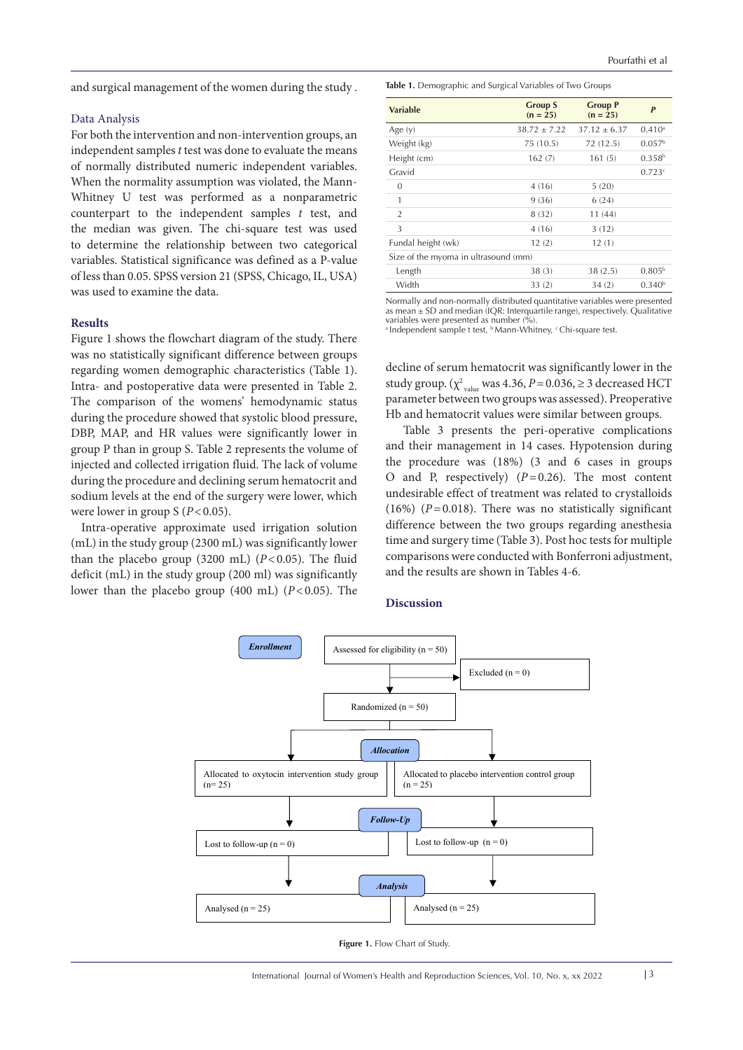and surgical management of the women during the study .

### Data Analysis

For both the intervention and non-intervention groups, an independent samples *t* test was done to evaluate the means of normally distributed numeric independent variables. When the normality assumption was violated, the Mann-Whitney U test was performed as a nonparametric counterpart to the independent samples *t* test, and the median was given. The chi-square test was used to determine the relationship between two categorical variables. Statistical significance was defined as a P-value of less than 0.05. SPSS version 21 (SPSS, Chicago, IL, USA) was used to examine the data.

## Results

Figure 1 shows the flowchart diagram of the study. There was no statistically significant difference between groups regarding women demographic characteristics (Table 1). Intra- and postoperative data were presented in Table 2. The comparison of the womens' hemodynamic status during the procedure showed that systolic blood pressure, DBP, MAP, and HR values were significantly lower in group P than in group S. Table 2 represents the volume of injected and collected irrigation fluid. The lack of volume during the procedure and declining serum hematocrit and sodium levels at the end of the surgery were lower, which were lower in group S ($P<0.05$).

Intra-operative approximate used irrigation solution (mL) in the study group (2300 mL) was significantly lower than the placebo group (3200 mL) ($P<0.05$). The fluid deficit (mL) in the study group (200 ml) was significantly lower than the placebo group (400 mL) ($P<0.05$). The decline of serum hematocrit was significantly lower in the study group. ($\chi^2_{value}$ was 4.36, $P=0.036$, ≥ 3 decreased HCT parameter between two groups was assessed). Preoperative Hb and hematocrit values were similar between groups.

**Table 1.** Demographic and Surgical Variables of Two Groups

| Variable | Group S (n = 25) | Group P (n = 25) | *P* |
|---|---|---|---|
| Age (y) | 38.72 ± 7.22 | 37.12 ± 6.37 | 0.410[a] |
| Weight (kg) | 75 (10.5) | 72 (12.5) | 0.057[b] |
| Height (cm) | 162 (7) | 161 (5) | 0.358[b] |
| Gravid | | | 0.723[c] |
| 0 | 4 (16) | 5 (20) | |
| 1 | 9 (36) | 6 (24) | |
| 2 | 8 (32) | 11 (44) | |
| 3 | 4 (16) | 3 (12) | |
| Fundal height (wk) | 12 (2) | 12 (1) | |
| Size of the myoma in ultrasound (mm) | | | |
| Length | 38 (3) | 38 (2.5) | 0.805[b] |
| Width | 33 (2) | 34 (2) | 0.340[b] |

Normally and non-normally distributed quantitative variables were presented as mean ± SD and median (IQR: Interquartile range), respectively. Qualitative variables were presented as number (%).
[a] Independent sample t test, [b] Mann-Whitney, [c] Chi-square test.

Table 3 presents the peri-operative complications and their management in 14 cases. Hypotension during the procedure was (18%) (3 and 6 cases in groups O and P, respectively) ($P=0.26$). The most content undesirable effect of treatment was related to crystalloids (16%) ($P=0.018$). There was no statistically significant difference between the two groups regarding anesthesia time and surgery time (Table 3). Post hoc tests for multiple comparisons were conducted with Bonferroni adjustment, and the results are shown in Tables 4-6.

## Discussion

Enrollment: Assessed for eligibility (n = 50) → Excluded (n = 0) → Randomized (n = 50)

Allocation: Allocated to oxytocin intervention study group (n= 25) | Allocated to placebo intervention control group (n = 25)

Follow-Up: Lost to follow-up (n = 0) | Lost to follow-up (n = 0)

Analysis: Analysed (n = 25) | Analysed (n = 25)

**Figure 1.** Flow Chart of Study.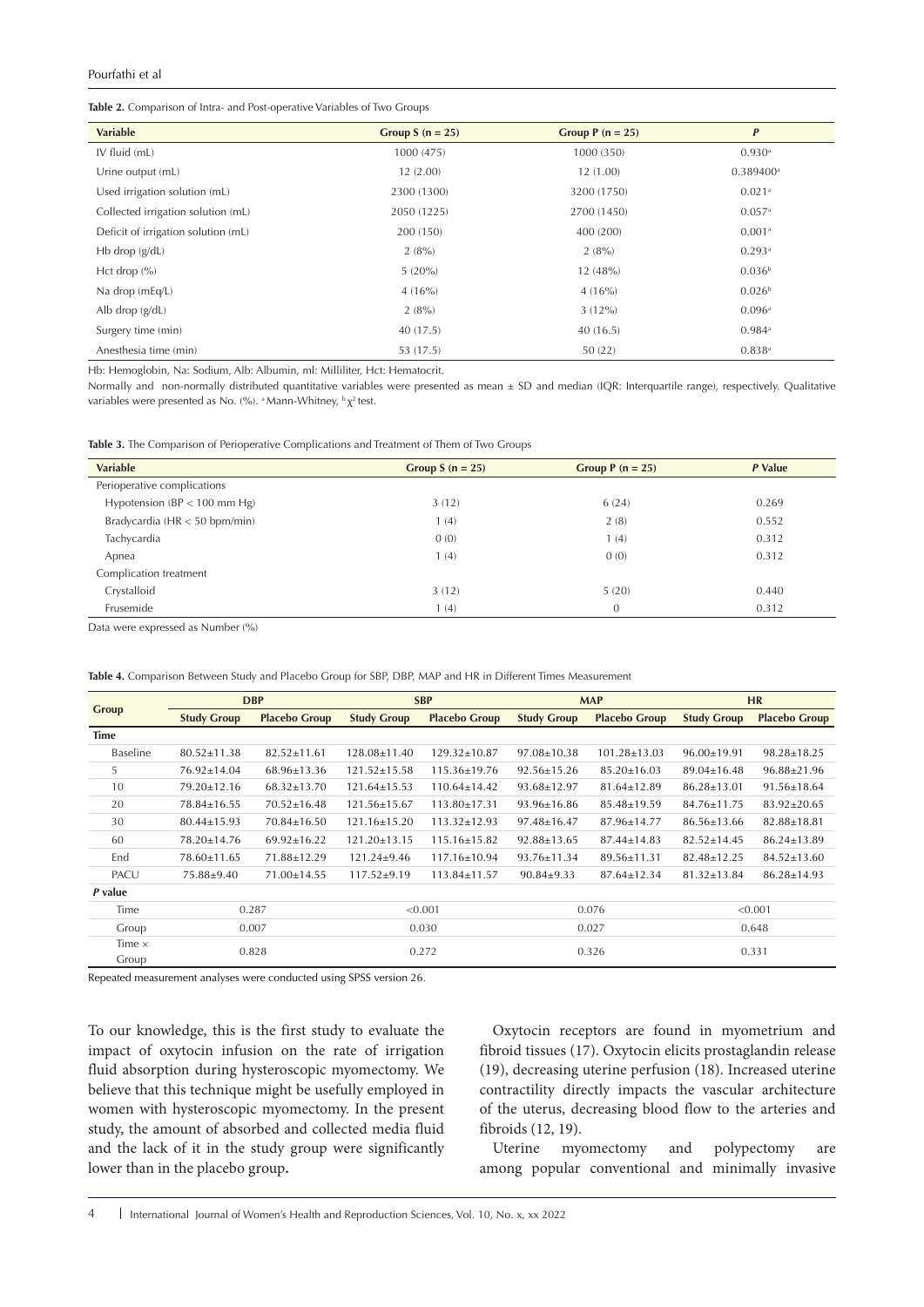**Table 2.** Comparison of Intra- and Post-operative Variables of Two Groups

| Variable | Group S (n = 25) | Group P (n = 25) | *P* |
|---|---|---|---|
| IV fluid (mL) | 1000 (475) | 1000 (350) | 0.930[a] |
| Urine output (mL) | 12 (2.00) | 12 (1.00) | 0.389400[a] |
| Used irrigation solution (mL) | 2300 (1300) | 3200 (1750) | 0.021[a] |
| Collected irrigation solution (mL) | 2050 (1225) | 2700 (1450) | 0.057[a] |
| Deficit of irrigation solution (mL) | 200 (150) | 400 (200) | 0.001[a] |
| Hb drop (g/dL) | 2 (8%) | 2 (8%) | 0.293[a] |
| Hct drop (%) | 5 (20%) | 12 (48%) | 0.036[b] |
| Na drop (mEq/L) | 4 (16%) | 4 (16%) | 0.026[b] |
| Alb drop (g/dL) | 2 (8%) | 3 (12%) | 0.096[a] |
| Surgery time (min) | 40 (17.5) | 40 (16.5) | 0.984[a] |
| Anesthesia time (min) | 53 (17.5) | 50 (22) | 0.838[a] |

Hb: Hemoglobin, Na: Sodium, Alb: Albumin, ml: Milliliter, Hct: Hematocrit.

Normally and non-normally distributed quantitative variables were presented as mean ± SD and median (IQR: Interquartile range), respectively. Qualitative variables were presented as No. (%). [a] Mann-Whitney, [b] $\chi^2$ test.

**Table 3.** The Comparison of Perioperative Complications and Treatment of Them of Two Groups

| Variable | Group S (n = 25) | Group P (n = 25) | *P* Value |
|---|---|---|---|
| Perioperative complications | | | |
| Hypotension (BP < 100 mm Hg) | 3 (12) | 6 (24) | 0.269 |
| Bradycardia (HR < 50 bpm/min) | 1 (4) | 2 (8) | 0.552 |
| Tachycardia | 0 (0) | 1 (4) | 0.312 |
| Apnea | 1 (4) | 0 (0) | 0.312 |
| Complication treatment | | | |
| Crystalloid | 3 (12) | 5 (20) | 0.440 |
| Frusemide | 1 (4) | 0 | 0.312 |

Data were expressed as Number (%)

**Table 4.** Comparison Between Study and Placebo Group for SBP, DBP, MAP and HR in Different Times Measurement

| Group | DBP | | SBP | | MAP | | HR | |
|---|---|---|---|---|---|---|---|---|
| | Study Group | Placebo Group | Study Group | Placebo Group | Study Group | Placebo Group | Study Group | Placebo Group |
| **Time** | | | | | | | | |
| Baseline | 80.52±11.38 | 82.52±11.61 | 128.08±11.40 | 129.32±10.87 | 97.08±10.38 | 101.28±13.03 | 96.00±19.91 | 98.28±18.25 |
| 5 | 76.92±14.04 | 68.96±13.36 | 121.52±15.58 | 115.36±19.76 | 92.56±15.26 | 85.20±16.03 | 89.04±16.48 | 96.88±21.96 |
| 10 | 79.20±12.16 | 68.32±13.70 | 121.64±15.53 | 110.64±14.42 | 93.68±12.97 | 81.64±12.89 | 86.28±13.01 | 91.56±18.64 |
| 20 | 78.84±16.55 | 70.52±16.48 | 121.56±15.67 | 113.80±17.31 | 93.96±16.86 | 85.48±19.59 | 84.76±11.75 | 83.92±20.65 |
| 30 | 80.44±15.93 | 70.84±16.50 | 121.16±15.20 | 113.32±12.93 | 97.48±16.47 | 87.96±14.77 | 86.56±13.66 | 82.88±18.81 |
| 60 | 78.20±14.76 | 69.92±16.22 | 121.20±13.15 | 115.16±15.82 | 92.88±13.65 | 87.44±14.83 | 82.52±14.45 | 86.24±13.89 |
| End | 78.60±11.65 | 71.88±12.29 | 121.24±9.46 | 117.16±10.94 | 93.76±11.34 | 89.56±11.31 | 82.48±12.25 | 84.52±13.60 |
| PACU | 75.88±9.40 | 71.00±14.55 | 117.52±9.19 | 113.84±11.57 | 90.84±9.33 | 87.64±12.34 | 81.32±13.84 | 86.28±14.93 |
| ***P* value** | | | | | | | | |
| Time | 0.287 | | <0.001 | | 0.076 | | <0.001 | |
| Group | 0.007 | | 0.030 | | 0.027 | | 0.648 | |
| Time × Group | 0.828 | | 0.272 | | 0.326 | | 0.331 | |

Repeated measurement analyses were conducted using SPSS version 26.

To our knowledge, this is the first study to evaluate the impact of oxytocin infusion on the rate of irrigation fluid absorption during hysteroscopic myomectomy. We believe that this technique might be usefully employed in women with hysteroscopic myomectomy. In the present study, the amount of absorbed and collected media fluid and the lack of it in the study group were significantly lower than in the placebo group**.**

Oxytocin receptors are found in myometrium and fibroid tissues (17). Oxytocin elicits prostaglandin release (19), decreasing uterine perfusion (18). Increased uterine contractility directly impacts the vascular architecture of the uterus, decreasing blood flow to the arteries and fibroids (12, 19).

Uterine myomectomy and polypectomy are among popular conventional and minimally invasive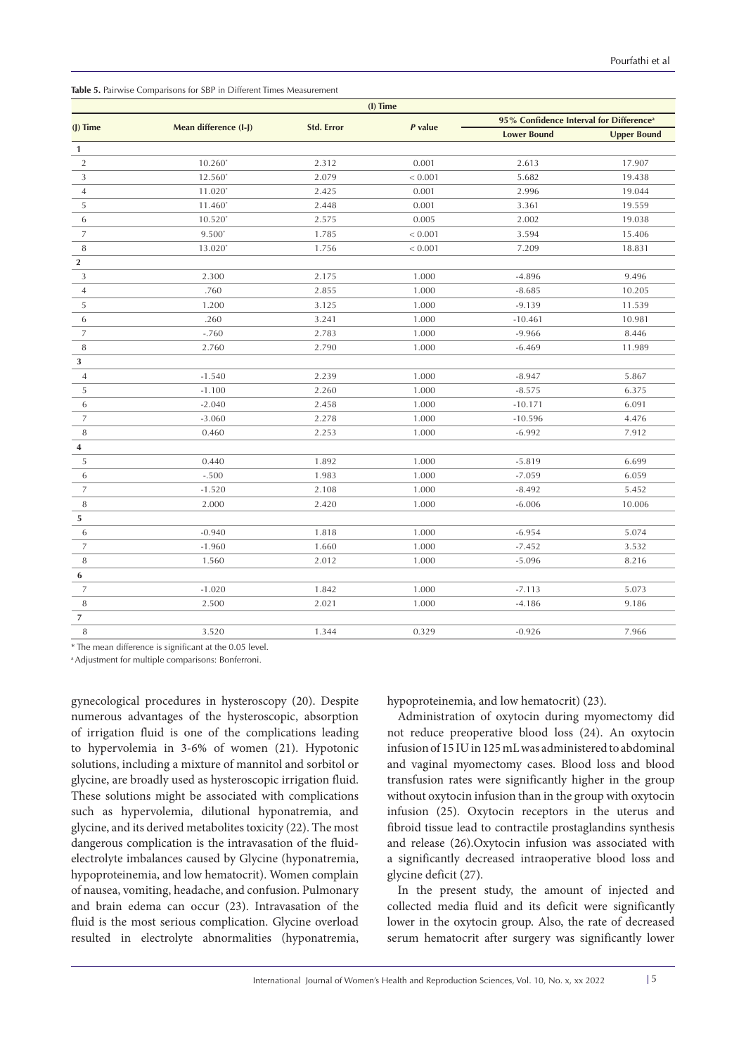**Table 5.** Pairwise Comparisons for SBP in Different Times Measurement

| (J) Time | (I) Time | | | | |
|---|---|---|---|---|---|
| | Mean difference (I-J) | Std. Error | *P* value | 95% Confidence Interval for Difference[a] | |
| | | | | Lower Bound | Upper Bound |
| **1** | | | | | |
| 2 | 10.260* | 2.312 | 0.001 | 2.613 | 17.907 |
| 3 | 12.560* | 2.079 | < 0.001 | 5.682 | 19.438 |
| 4 | 11.020* | 2.425 | 0.001 | 2.996 | 19.044 |
| 5 | 11.460* | 2.448 | 0.001 | 3.361 | 19.559 |
| 6 | 10.520* | 2.575 | 0.005 | 2.002 | 19.038 |
| 7 | 9.500* | 1.785 | < 0.001 | 3.594 | 15.406 |
| 8 | 13.020* | 1.756 | < 0.001 | 7.209 | 18.831 |
| **2** | | | | | |
| 3 | 2.300 | 2.175 | 1.000 | -4.896 | 9.496 |
| 4 | .760 | 2.855 | 1.000 | -8.685 | 10.205 |
| 5 | 1.200 | 3.125 | 1.000 | -9.139 | 11.539 |
| 6 | .260 | 3.241 | 1.000 | -10.461 | 10.981 |
| 7 | -.760 | 2.783 | 1.000 | -9.966 | 8.446 |
| 8 | 2.760 | 2.790 | 1.000 | -6.469 | 11.989 |
| **3** | | | | | |
| 4 | -1.540 | 2.239 | 1.000 | -8.947 | 5.867 |
| 5 | -1.100 | 2.260 | 1.000 | -8.575 | 6.375 |
| 6 | -2.040 | 2.458 | 1.000 | -10.171 | 6.091 |
| 7 | -3.060 | 2.278 | 1.000 | -10.596 | 4.476 |
| 8 | 0.460 | 2.253 | 1.000 | -6.992 | 7.912 |
| **4** | | | | | |
| 5 | 0.440 | 1.892 | 1.000 | -5.819 | 6.699 |
| 6 | -.500 | 1.983 | 1.000 | -7.059 | 6.059 |
| 7 | -1.520 | 2.108 | 1.000 | -8.492 | 5.452 |
| 8 | 2.000 | 2.420 | 1.000 | -6.006 | 10.006 |
| **5** | | | | | |
| 6 | -0.940 | 1.818 | 1.000 | -6.954 | 5.074 |
| 7 | -1.960 | 1.660 | 1.000 | -7.452 | 3.532 |
| 8 | 1.560 | 2.012 | 1.000 | -5.096 | 8.216 |
| **6** | | | | | |
| 7 | -1.020 | 1.842 | 1.000 | -7.113 | 5.073 |
| 8 | 2.500 | 2.021 | 1.000 | -4.186 | 9.186 |
| **7** | | | | | |
| 8 | 3.520 | 1.344 | 0.329 | -0.926 | 7.966 |

* The mean difference is significant at the 0.05 level.

[a] Adjustment for multiple comparisons: Bonferroni.

gynecological procedures in hysteroscopy (20). Despite numerous advantages of the hysteroscopic, absorption of irrigation fluid is one of the complications leading to hypervolemia in 3-6% of women (21). Hypotonic solutions, including a mixture of mannitol and sorbitol or glycine, are broadly used as hysteroscopic irrigation fluid. These solutions might be associated with complications such as hypervolemia, dilutional hyponatremia, and glycine, and its derived metabolites toxicity (22). The most dangerous complication is the intravasation of the fluid-electrolyte imbalances caused by Glycine (hyponatremia, hypoproteinemia, and low hematocrit). Women complain of nausea, vomiting, headache, and confusion. Pulmonary and brain edema can occur (23). Intravasation of the fluid is the most serious complication. Glycine overload resulted in electrolyte abnormalities (hyponatremia, hypoproteinemia, and low hematocrit) (23).

Administration of oxytocin during myomectomy did not reduce preoperative blood loss (24). An oxytocin infusion of 15 IU in 125 mL was administered to abdominal and vaginal myomectomy cases. Blood loss and blood transfusion rates were significantly higher in the group without oxytocin infusion than in the group with oxytocin infusion (25). Oxytocin receptors in the uterus and fibroid tissue lead to contractile prostaglandins synthesis and release (26).Oxytocin infusion was associated with a significantly decreased intraoperative blood loss and glycine deficit (27).

In the present study, the amount of injected and collected media fluid and its deficit were significantly lower in the oxytocin group. Also, the rate of decreased serum hematocrit after surgery was significantly lower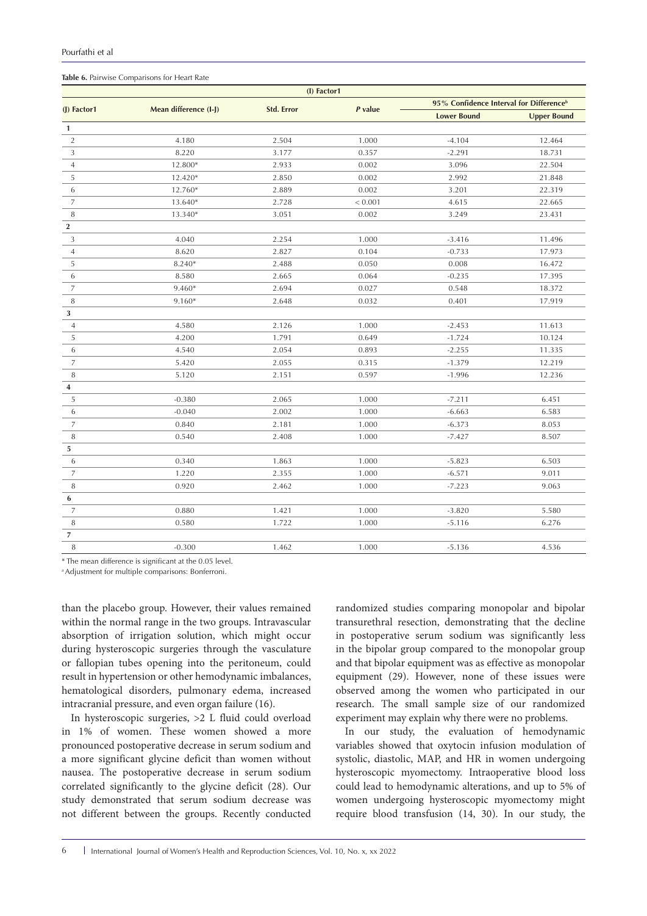**Table 6.** Pairwise Comparisons for Heart Rate

| (J) Factor1 | Mean difference (I-J) | Std. Error | *P* value | 95% Confidence Interval for Difference[b] | |
|---|---|---|---|---|---|
| | | | | Lower Bound | Upper Bound |
| **(I) Factor1: 1** | | | | | |
| 2 | 4.180 | 2.504 | 1.000 | -4.104 | 12.464 |
| 3 | 8.220 | 3.177 | 0.357 | -2.291 | 18.731 |
| 4 | 12.800* | 2.933 | 0.002 | 3.096 | 22.504 |
| 5 | 12.420* | 2.850 | 0.002 | 2.992 | 21.848 |
| 6 | 12.760* | 2.889 | 0.002 | 3.201 | 22.319 |
| 7 | 13.640* | 2.728 | < 0.001 | 4.615 | 22.665 |
| 8 | 13.340* | 3.051 | 0.002 | 3.249 | 23.431 |
| **2** | | | | | |
| 3 | 4.040 | 2.254 | 1.000 | -3.416 | 11.496 |
| 4 | 8.620 | 2.827 | 0.104 | -0.733 | 17.973 |
| 5 | 8.240* | 2.488 | 0.050 | 0.008 | 16.472 |
| 6 | 8.580 | 2.665 | 0.064 | -0.235 | 17.395 |
| 7 | 9.460* | 2.694 | 0.027 | 0.548 | 18.372 |
| 8 | 9.160* | 2.648 | 0.032 | 0.401 | 17.919 |
| **3** | | | | | |
| 4 | 4.580 | 2.126 | 1.000 | -2.453 | 11.613 |
| 5 | 4.200 | 1.791 | 0.649 | -1.724 | 10.124 |
| 6 | 4.540 | 2.054 | 0.893 | -2.255 | 11.335 |
| 7 | 5.420 | 2.055 | 0.315 | -1.379 | 12.219 |
| 8 | 5.120 | 2.151 | 0.597 | -1.996 | 12.236 |
| **4** | | | | | |
| 5 | -0.380 | 2.065 | 1.000 | -7.211 | 6.451 |
| 6 | -0.040 | 2.002 | 1.000 | -6.663 | 6.583 |
| 7 | 0.840 | 2.181 | 1.000 | -6.373 | 8.053 |
| 8 | 0.540 | 2.408 | 1.000 | -7.427 | 8.507 |
| **5** | | | | | |
| 6 | 0.340 | 1.863 | 1.000 | -5.823 | 6.503 |
| 7 | 1.220 | 2.355 | 1.000 | -6.571 | 9.011 |
| 8 | 0.920 | 2.462 | 1.000 | -7.223 | 9.063 |
| **6** | | | | | |
| 7 | 0.880 | 1.421 | 1.000 | -3.820 | 5.580 |
| 8 | 0.580 | 1.722 | 1.000 | -5.116 | 6.276 |
| **7** | | | | | |
| 8 | -0.300 | 1.462 | 1.000 | -5.136 | 4.536 |

* The mean difference is significant at the 0.05 level.

[a] Adjustment for multiple comparisons: Bonferroni.

than the placebo group. However, their values remained within the normal range in the two groups. Intravascular absorption of irrigation solution, which might occur during hysteroscopic surgeries through the vasculature or fallopian tubes opening into the peritoneum, could result in hypertension or other hemodynamic imbalances, hematological disorders, pulmonary edema, increased intracranial pressure, and even organ failure (16).

In hysteroscopic surgeries, >2 L fluid could overload in 1% of women. These women showed a more pronounced postoperative decrease in serum sodium and a more significant glycine deficit than women without nausea. The postoperative decrease in serum sodium correlated significantly to the glycine deficit (28). Our study demonstrated that serum sodium decrease was not different between the groups. Recently conducted randomized studies comparing monopolar and bipolar transurethral resection, demonstrating that the decline in postoperative serum sodium was significantly less in the bipolar group compared to the monopolar group and that bipolar equipment was as effective as monopolar equipment (29). However, none of these issues were observed among the women who participated in our research. The small sample size of our randomized experiment may explain why there were no problems.

In our study, the evaluation of hemodynamic variables showed that oxytocin infusion modulation of systolic, diastolic, MAP, and HR in women undergoing hysteroscopic myomectomy. Intraoperative blood loss could lead to hemodynamic alterations, and up to 5% of women undergoing hysteroscopic myomectomy might require blood transfusion (14, 30). In our study, the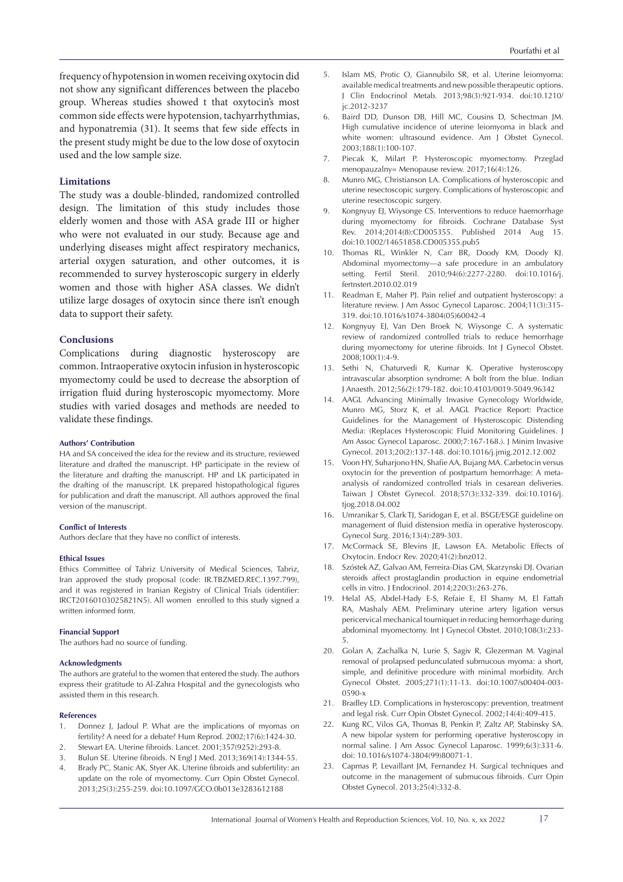frequency of hypotension in women receiving oxytocin did not show any significant differences between the placebo group. Whereas studies showed t that oxytocin's most common side effects were hypotension, tachyarrhythmias, and hyponatremia (31). It seems that few side effects in the present study might be due to the low dose of oxytocin used and the low sample size.

### Limitations

The study was a double-blinded, randomized controlled design. The limitation of this study includes those elderly women and those with ASA grade III or higher who were not evaluated in our study. Because age and underlying diseases might affect respiratory mechanics, arterial oxygen saturation, and other outcomes, it is recommended to survey hysteroscopic surgery in elderly women and those with higher ASA classes. We didn't utilize large dosages of oxytocin since there isn't enough data to support their safety.

### Conclusions

Complications during diagnostic hysteroscopy are common. Intraoperative oxytocin infusion in hysteroscopic myomectomy could be used to decrease the absorption of irrigation fluid during hysteroscopic myomectomy. More studies with varied dosages and methods are needed to validate these findings.

#### Authors' Contribution

HA and SA conceived the idea for the review and its structure, reviewed literature and drafted the manuscript. HP participate in the review of the literature and drafting the manuscript. HP and LK participated in the drafting of the manuscript. LK prepared histopathological figures for publication and draft the manuscript. All authors approved the final version of the manuscript.

#### Conflict of Interests

Authors declare that they have no conflict of interests.

#### Ethical Issues

Ethics Committee of Tabriz University of Medical Sciences, Tabriz, Iran approved the study proposal (code: IR.TBZMED.REC.1397.799), and it was registered in Iranian Registry of Clinical Trials (identifier: IRCT20160103025821N5). All women enrolled to this study signed a written informed form.

#### Financial Support

The authors had no source of funding.

#### Acknowledgments

The authors are grateful to the women that entered the study. The authors express their gratitude to Al-Zahra Hospital and the gynecologists who assisted them in this research.

#### References

1. Donnez J, Jadoul P. What are the implications of myomas on fertility? A need for a debate? Hum Reprod. 2002;17(6):1424-30.
2. Stewart EA. Uterine fibroids. Lancet. 2001;357(9252):293-8.
3. Bulun SE. Uterine fibroids. N Engl J Med. 2013;369(14):1344-55.
4. Brady PC, Stanic AK, Styer AK. Uterine fibroids and subfertility: an update on the role of myomectomy. Curr Opin Obstet Gynecol. 2013;25(3):255-259. doi:10.1097/GCO.0b013e3283612188
5. Islam MS, Protic O, Giannubilo SR, et al. Uterine leiomyoma: available medical treatments and new possible therapeutic options. J Clin Endocrinol Metab. 2013;98(3):921-934. doi:10.1210/jc.2012-3237
6. Baird DD, Dunson DB, Hill MC, Cousins D, Schectman JM. High cumulative incidence of uterine leiomyoma in black and white women: ultrasound evidence. Am J Obstet Gynecol. 2003;188(1):100-107.
7. Piecak K, Milart P. Hysteroscopic myomectomy. Przeglad menopauzalny= Menopause review. 2017;16(4):126.
8. Munro MG, Christianson LA. Complications of hysteroscopic and uterine resectoscopic surgery. Complications of hysteroscopic and uterine resectoscopic surgery.
9. Kongnyuy EJ, Wiysonge CS. Interventions to reduce haemorrhage during myomectomy for fibroids. Cochrane Database Syst Rev. 2014;2014(8):CD005355. Published 2014 Aug 15. doi:10.1002/14651858.CD005355.pub5
10. Thomas RL, Winkler N, Carr BR, Doody KM, Doody KJ. Abdominal myomectomy—a safe procedure in an ambulatory setting. Fertil Steril. 2010;94(6):2277-2280. doi:10.1016/j.fertnstert.2010.02.019
11. Readman E, Maher PJ. Pain relief and outpatient hysteroscopy: a literature review. J Am Assoc Gynecol Laparosc. 2004;11(3):315-319. doi:10.1016/s1074-3804(05)60042-4
12. Kongnyuy EJ, Van Den Broek N, Wiysonge C. A systematic review of randomized controlled trials to reduce hemorrhage during myomectomy for uterine fibroids. Int J Gynecol Obstet. 2008;100(1):4-9.
13. Sethi N, Chaturvedi R, Kumar K. Operative hysteroscopy intravascular absorption syndrome: A bolt from the blue. Indian J Anaesth. 2012;56(2):179-182. doi:10.4103/0019-5049.96342
14. AAGL Advancing Minimally Invasive Gynecology Worldwide, Munro MG, Storz K, et al. AAGL Practice Report: Practice Guidelines for the Management of Hysteroscopic Distending Media: (Replaces Hysteroscopic Fluid Monitoring Guidelines. J Am Assoc Gynecol Laparosc. 2000;7:167-168.). J Minim Invasive Gynecol. 2013;20(2):137-148. doi:10.1016/j.jmig.2012.12.002
15. Voon HY, Suharjono HN, Shafie AA, Bujang MA. Carbetocin versus oxytocin for the prevention of postpartum hemorrhage: A meta-analysis of randomized controlled trials in cesarean deliveries. Taiwan J Obstet Gynecol. 2018;57(3):332-339. doi:10.1016/j.tjog.2018.04.002
16. Umranikar S, Clark TJ, Saridogan E, et al. BSGE/ESGE guideline on management of fluid distension media in operative hysteroscopy. Gynecol Surg. 2016;13(4):289-303.
17. McCormack SE, Blevins JE, Lawson EA. Metabolic Effects of Oxytocin. Endocr Rev. 2020;41(2):bnz012.
18. Szóstek AZ, Galvao AM, Ferreira-Dias GM, Skarzynski DJ. Ovarian steroids affect prostaglandin production in equine endometrial cells in vitro. J Endocrinol. 2014;220(3):263-276.
19. Helal AS, Abdel-Hady E-S, Refaie E, El Shamy M, El Fattah RA, Mashaly AEM. Preliminary uterine artery ligation versus pericervical mechanical tourniquet in reducing hemorrhage during abdominal myomectomy. Int J Gynecol Obstet. 2010;108(3):233-5.
20. Golan A, Zachalka N, Lurie S, Sagiv R, Glezerman M. Vaginal removal of prolapsed pedunculated submucous myoma: a short, simple, and definitive procedure with minimal morbidity. Arch Gynecol Obstet. 2005;271(1):11-13. doi:10.1007/s00404-003-0590-x
21. Bradley LD. Complications in hysteroscopy: prevention, treatment and legal risk. Curr Opin Obstet Gynecol. 2002;14(4):409-415.
22. Kung RC, Vilos GA, Thomas B, Penkin P, Zaltz AP, Stabinsky SA. A new bipolar system for performing operative hysteroscopy in normal saline. J Am Assoc Gynecol Laparosc. 1999;6(3):331-6. doi: 10.1016/s1074-3804(99)80071-1.
23. Capmas P, Levaillant JM, Fernandez H. Surgical techniques and outcome in the management of submucous fibroids. Curr Opin Obstet Gynecol. 2013;25(4):332-8.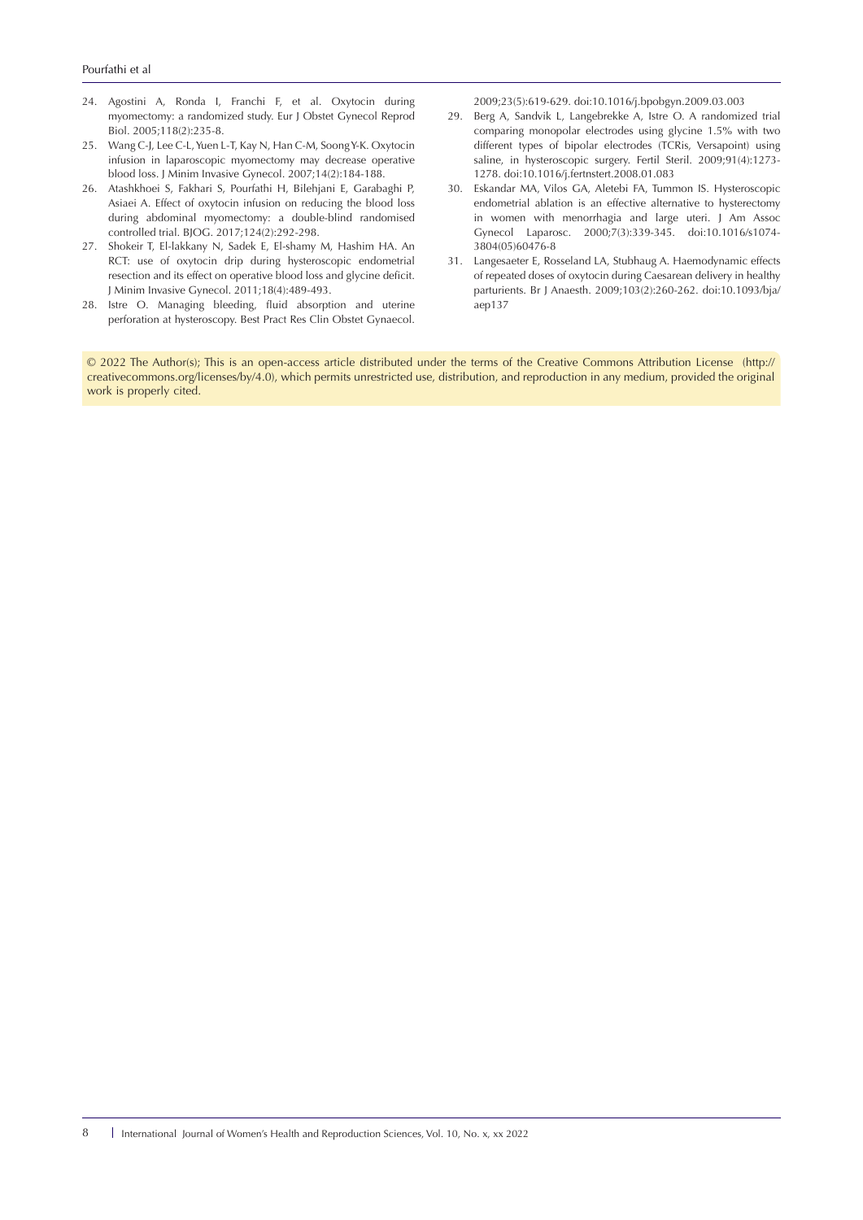24. Agostini A, Ronda I, Franchi F, et al. Oxytocin during myomectomy: a randomized study. Eur J Obstet Gynecol Reprod Biol. 2005;118(2):235-8.
25. Wang C-J, Lee C-L, Yuen L-T, Kay N, Han C-M, Soong Y-K. Oxytocin infusion in laparoscopic myomectomy may decrease operative blood loss. J Minim Invasive Gynecol. 2007;14(2):184-188.
26. Atashkhoei S, Fakhari S, Pourfathi H, Bilehjani E, Garabaghi P, Asiaei A. Effect of oxytocin infusion on reducing the blood loss during abdominal myomectomy: a double-blind randomised controlled trial. BJOG. 2017;124(2):292-298.
27. Shokeir T, El-lakkany N, Sadek E, El-shamy M, Hashim HA. An RCT: use of oxytocin drip during hysteroscopic endometrial resection and its effect on operative blood loss and glycine deficit. J Minim Invasive Gynecol. 2011;18(4):489-493.
28. Istre O. Managing bleeding, fluid absorption and uterine perforation at hysteroscopy. Best Pract Res Clin Obstet Gynaecol. 2009;23(5):619-629. doi:10.1016/j.bpobgyn.2009.03.003
29. Berg A, Sandvik L, Langebrekke A, Istre O. A randomized trial comparing monopolar electrodes using glycine 1.5% with two different types of bipolar electrodes (TCRis, Versapoint) using saline, in hysteroscopic surgery. Fertil Steril. 2009;91(4):1273-1278. doi:10.1016/j.fertnstert.2008.01.083
30. Eskandar MA, Vilos GA, Aletebi FA, Tummon IS. Hysteroscopic endometrial ablation is an effective alternative to hysterectomy in women with menorrhagia and large uteri. J Am Assoc Gynecol Laparosc. 2000;7(3):339-345. doi:10.1016/s1074-3804(05)60476-8
31. Langesaeter E, Rosseland LA, Stubhaug A. Haemodynamic effects of repeated doses of oxytocin during Caesarean delivery in healthy parturients. Br J Anaesth. 2009;103(2):260-262. doi:10.1093/bja/aep137

© 2022 The Author(s); This is an open-access article distributed under the terms of the Creative Commons Attribution License (http://creativecommons.org/licenses/by/4.0), which permits unrestricted use, distribution, and reproduction in any medium, provided the original work is properly cited.